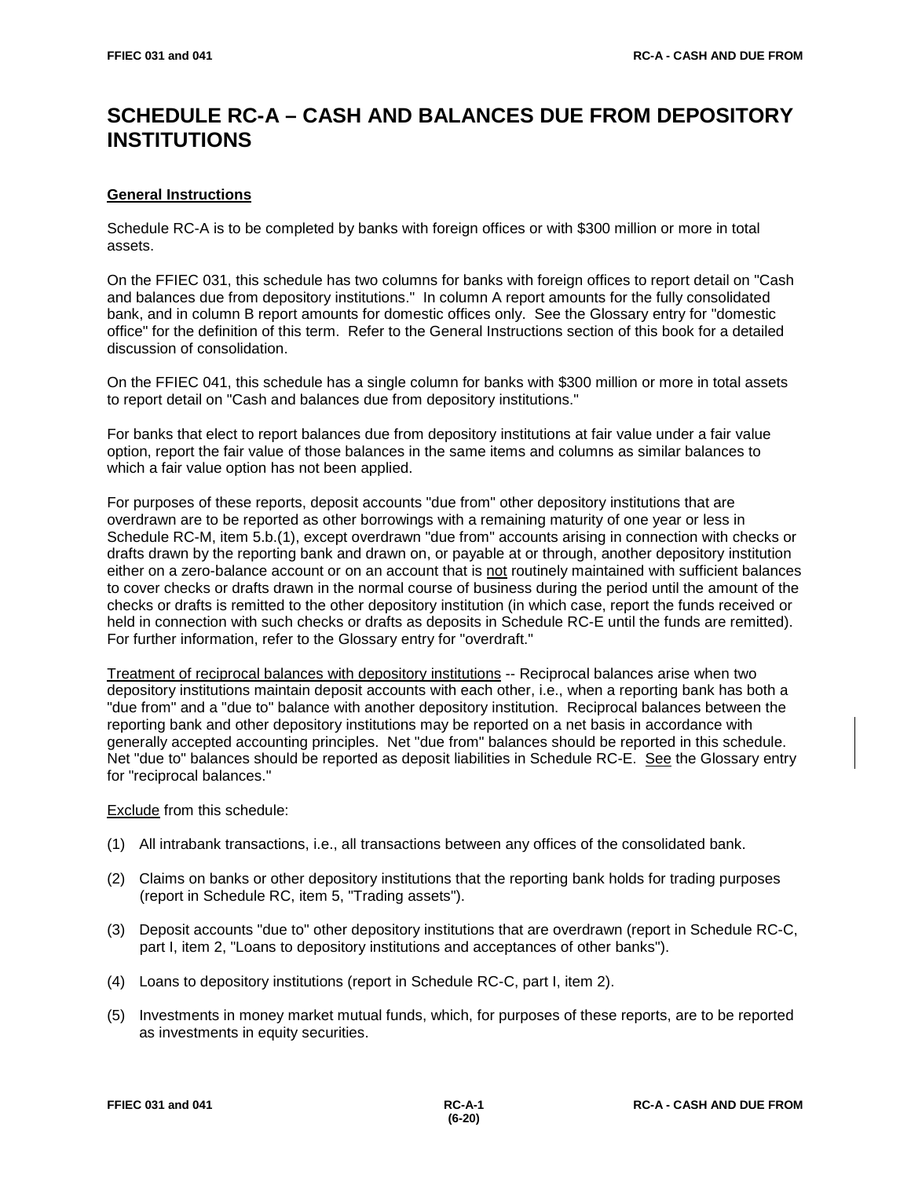# SCHEDULE RC-A – CASH AND BALANCES DUE FROM DEPOSITORY INSTITUTIONS

## General Instructions

Schedule RC-A is to be completed by banks with foreign offices or with $300 million or more in total assets.

On the FFIEC 031, this schedule has two columns for banks with foreign offices to report detail on "Cash and balances due from depository institutions." In column A report amounts for the fully consolidated bank, and in column B report amounts for domestic offices only. See the Glossary entry for "domestic office" for the definition of this term. Refer to the General Instructions section of this book for a detailed discussion of consolidation.

On the FFIEC 041, this schedule has a single column for banks with $300 million or more in total assets to report detail on "Cash and balances due from depository institutions."

For banks that elect to report balances due from depository institutions at fair value under a fair value option, report the fair value of those balances in the same items and columns as similar balances to which a fair value option has not been applied.

For purposes of these reports, deposit accounts "due from" other depository institutions that are overdrawn are to be reported as other borrowings with a remaining maturity of one year or less in Schedule RC-M, item 5.b.(1), except overdrawn "due from" accounts arising in connection with checks or drafts drawn by the reporting bank and drawn on, or payable at or through, another depository institution either on a zero-balance account or on an account that is not routinely maintained with sufficient balances to cover checks or drafts drawn in the normal course of business during the period until the amount of the checks or drafts is remitted to the other depository institution (in which case, report the funds received or held in connection with such checks or drafts as deposits in Schedule RC-E until the funds are remitted). For further information, refer to the Glossary entry for "overdraft."

Treatment of reciprocal balances with depository institutions -- Reciprocal balances arise when two depository institutions maintain deposit accounts with each other, i.e., when a reporting bank has both a "due from" and a "due to" balance with another depository institution. Reciprocal balances between the reporting bank and other depository institutions may be reported on a net basis in accordance with generally accepted accounting principles. Net "due from" balances should be reported in this schedule. Net "due to" balances should be reported as deposit liabilities in Schedule RC-E. See the Glossary entry for "reciprocal balances."

Exclude from this schedule:

(1) All intrabank transactions, i.e., all transactions between any offices of the consolidated bank.

(2) Claims on banks or other depository institutions that the reporting bank holds for trading purposes (report in Schedule RC, item 5, "Trading assets").

(3) Deposit accounts "due to" other depository institutions that are overdrawn (report in Schedule RC-C, part I, item 2, "Loans to depository institutions and acceptances of other banks").

(4) Loans to depository institutions (report in Schedule RC-C, part I, item 2).

(5) Investments in money market mutual funds, which, for purposes of these reports, are to be reported as investments in equity securities.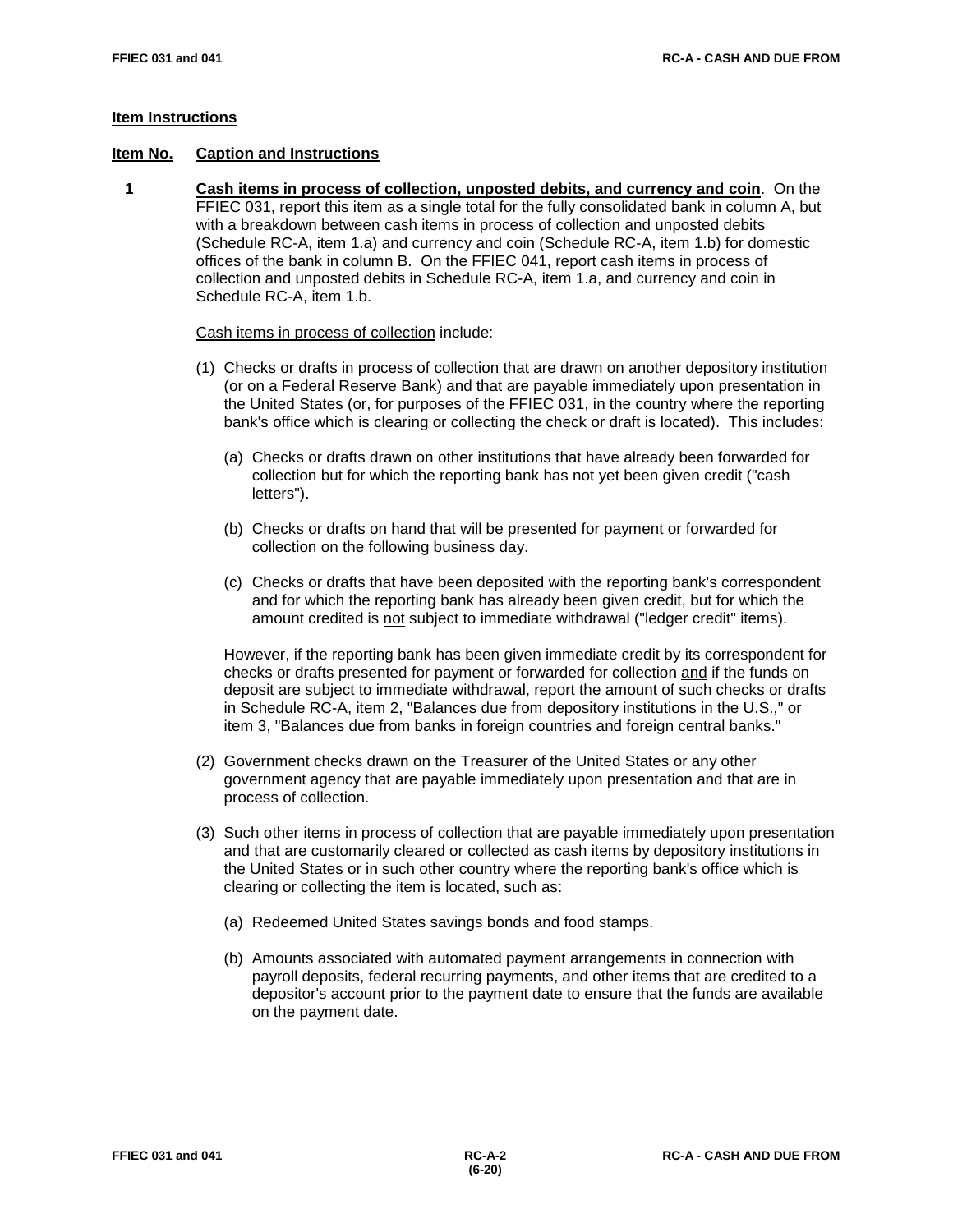## Item Instructions

**Item No. Caption and Instructions**

**1** **Cash items in process of collection, unposted debits, and currency and coin**. On the FFIEC 031, report this item as a single total for the fully consolidated bank in column A, but with a breakdown between cash items in process of collection and unposted debits (Schedule RC-A, item 1.a) and currency and coin (Schedule RC-A, item 1.b) for domestic offices of the bank in column B. On the FFIEC 041, report cash items in process of collection and unposted debits in Schedule RC-A, item 1.a, and currency and coin in Schedule RC-A, item 1.b.

Cash items in process of collection include:

(1) Checks or drafts in process of collection that are drawn on another depository institution (or on a Federal Reserve Bank) and that are payable immediately upon presentation in the United States (or, for purposes of the FFIEC 031, in the country where the reporting bank's office which is clearing or collecting the check or draft is located). This includes:

(a) Checks or drafts drawn on other institutions that have already been forwarded for collection but for which the reporting bank has not yet been given credit ("cash letters").

(b) Checks or drafts on hand that will be presented for payment or forwarded for collection on the following business day.

(c) Checks or drafts that have been deposited with the reporting bank's correspondent and for which the reporting bank has already been given credit, but for which the amount credited is not subject to immediate withdrawal ("ledger credit" items).

However, if the reporting bank has been given immediate credit by its correspondent for checks or drafts presented for payment or forwarded for collection and if the funds on deposit are subject to immediate withdrawal, report the amount of such checks or drafts in Schedule RC-A, item 2, "Balances due from depository institutions in the U.S.," or item 3, "Balances due from banks in foreign countries and foreign central banks."

(2) Government checks drawn on the Treasurer of the United States or any other government agency that are payable immediately upon presentation and that are in process of collection.

(3) Such other items in process of collection that are payable immediately upon presentation and that are customarily cleared or collected as cash items by depository institutions in the United States or in such other country where the reporting bank's office which is clearing or collecting the item is located, such as:

(a) Redeemed United States savings bonds and food stamps.

(b) Amounts associated with automated payment arrangements in connection with payroll deposits, federal recurring payments, and other items that are credited to a depositor's account prior to the payment date to ensure that the funds are available on the payment date.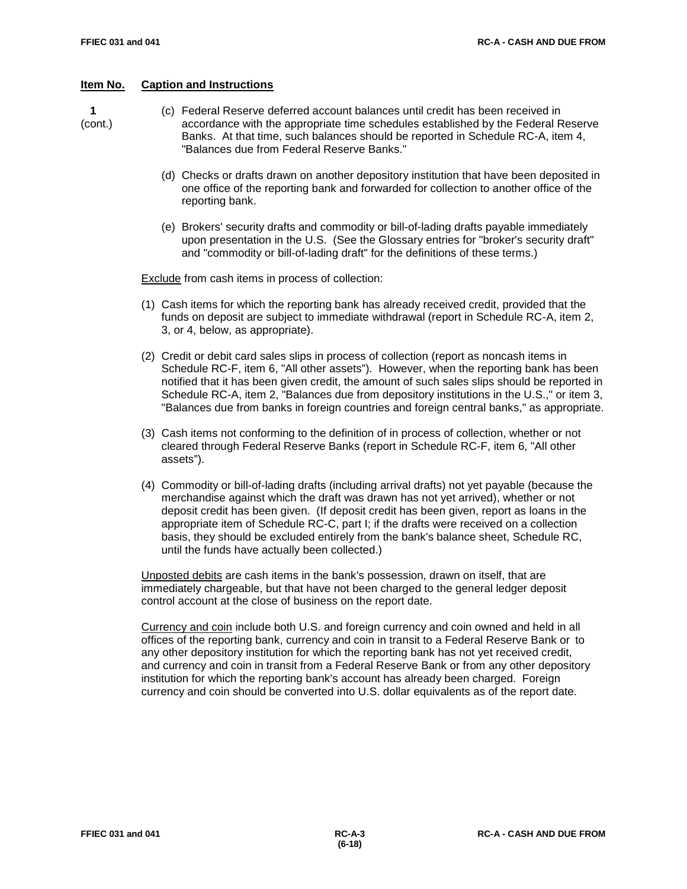**Item No.** **Caption and Instructions**

**1** (cont.)

(c) Federal Reserve deferred account balances until credit has been received in accordance with the appropriate time schedules established by the Federal Reserve Banks. At that time, such balances should be reported in Schedule RC-A, item 4, "Balances due from Federal Reserve Banks."

(d) Checks or drafts drawn on another depository institution that have been deposited in one office of the reporting bank and forwarded for collection to another office of the reporting bank.

(e) Brokers' security drafts and commodity or bill-of-lading drafts payable immediately upon presentation in the U.S. (See the Glossary entries for "broker's security draft" and "commodity or bill-of-lading draft" for the definitions of these terms.)

Exclude from cash items in process of collection:

(1) Cash items for which the reporting bank has already received credit, provided that the funds on deposit are subject to immediate withdrawal (report in Schedule RC-A, item 2, 3, or 4, below, as appropriate).

(2) Credit or debit card sales slips in process of collection (report as noncash items in Schedule RC-F, item 6, "All other assets"). However, when the reporting bank has been notified that it has been given credit, the amount of such sales slips should be reported in Schedule RC-A, item 2, "Balances due from depository institutions in the U.S.," or item 3, "Balances due from banks in foreign countries and foreign central banks," as appropriate.

(3) Cash items not conforming to the definition of in process of collection, whether or not cleared through Federal Reserve Banks (report in Schedule RC-F, item 6, "All other assets").

(4) Commodity or bill-of-lading drafts (including arrival drafts) not yet payable (because the merchandise against which the draft was drawn has not yet arrived), whether or not deposit credit has been given. (If deposit credit has been given, report as loans in the appropriate item of Schedule RC-C, part I; if the drafts were received on a collection basis, they should be excluded entirely from the bank's balance sheet, Schedule RC, until the funds have actually been collected.)

Unposted debits are cash items in the bank's possession, drawn on itself, that are immediately chargeable, but that have not been charged to the general ledger deposit control account at the close of business on the report date.

Currency and coin include both U.S. and foreign currency and coin owned and held in all offices of the reporting bank, currency and coin in transit to a Federal Reserve Bank or to any other depository institution for which the reporting bank has not yet received credit, and currency and coin in transit from a Federal Reserve Bank or from any other depository institution for which the reporting bank's account has already been charged. Foreign currency and coin should be converted into U.S. dollar equivalents as of the report date.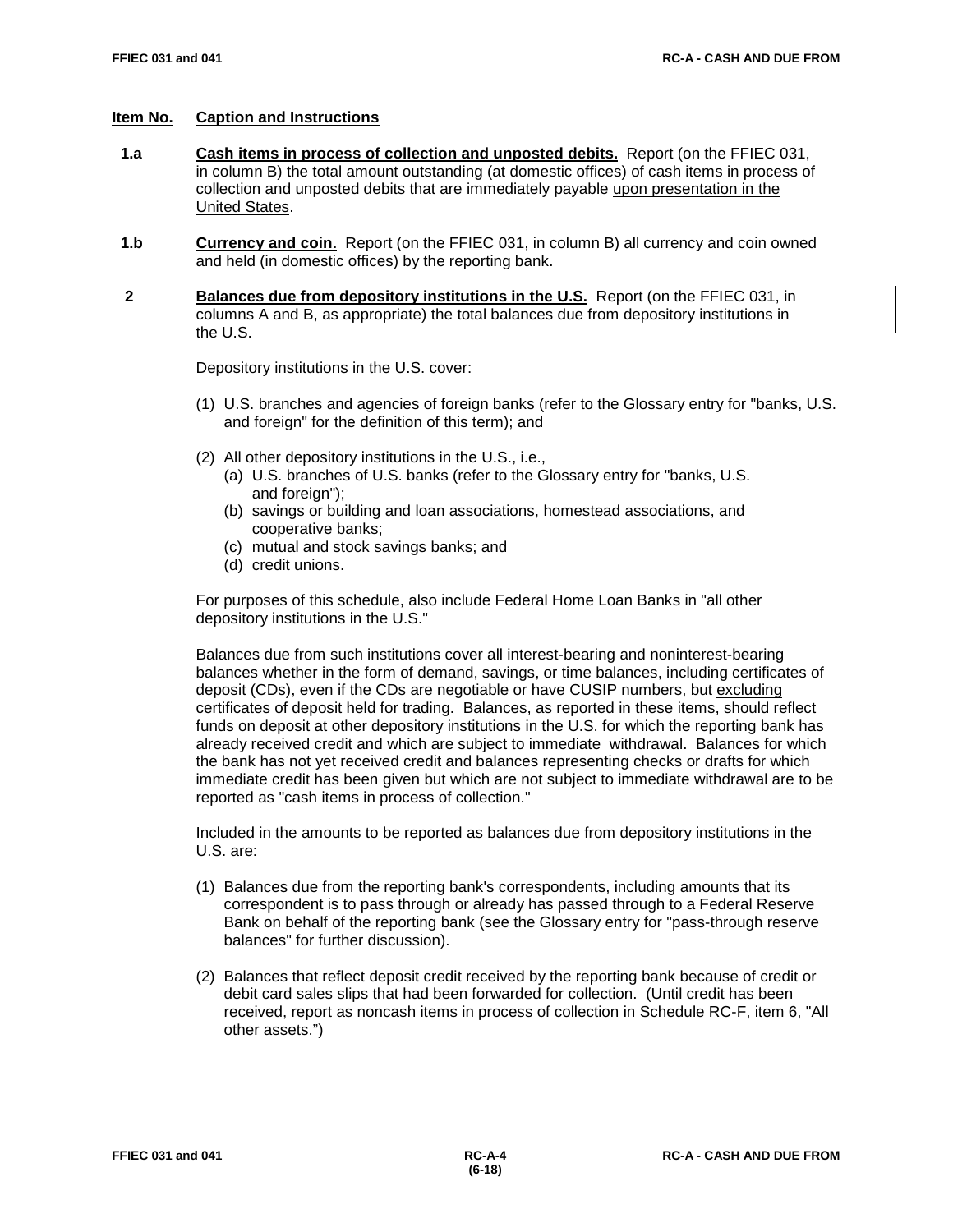**Item No.** **Caption and Instructions**

**1.a** **Cash items in process of collection and unposted debits.** Report (on the FFIEC 031, in column B) the total amount outstanding (at domestic offices) of cash items in process of collection and unposted debits that are immediately payable upon presentation in the United States.

**1.b** **Currency and coin.** Report (on the FFIEC 031, in column B) all currency and coin owned and held (in domestic offices) by the reporting bank.

**2** **Balances due from depository institutions in the U.S.** Report (on the FFIEC 031, in columns A and B, as appropriate) the total balances due from depository institutions in the U.S.

Depository institutions in the U.S. cover:

(1) U.S. branches and agencies of foreign banks (refer to the Glossary entry for "banks, U.S. and foreign" for the definition of this term); and

(2) All other depository institutions in the U.S., i.e.,
   (a) U.S. branches of U.S. banks (refer to the Glossary entry for "banks, U.S. and foreign");
   (b) savings or building and loan associations, homestead associations, and cooperative banks;
   (c) mutual and stock savings banks; and
   (d) credit unions.

For purposes of this schedule, also include Federal Home Loan Banks in "all other depository institutions in the U.S."

Balances due from such institutions cover all interest-bearing and noninterest-bearing balances whether in the form of demand, savings, or time balances, including certificates of deposit (CDs), even if the CDs are negotiable or have CUSIP numbers, but excluding certificates of deposit held for trading. Balances, as reported in these items, should reflect funds on deposit at other depository institutions in the U.S. for which the reporting bank has already received credit and which are subject to immediate withdrawal. Balances for which the bank has not yet received credit and balances representing checks or drafts for which immediate credit has been given but which are not subject to immediate withdrawal are to be reported as "cash items in process of collection."

Included in the amounts to be reported as balances due from depository institutions in the U.S. are:

(1) Balances due from the reporting bank's correspondents, including amounts that its correspondent is to pass through or already has passed through to a Federal Reserve Bank on behalf of the reporting bank (see the Glossary entry for "pass-through reserve balances" for further discussion).

(2) Balances that reflect deposit credit received by the reporting bank because of credit or debit card sales slips that had been forwarded for collection. (Until credit has been received, report as noncash items in process of collection in Schedule RC-F, item 6, "All other assets.")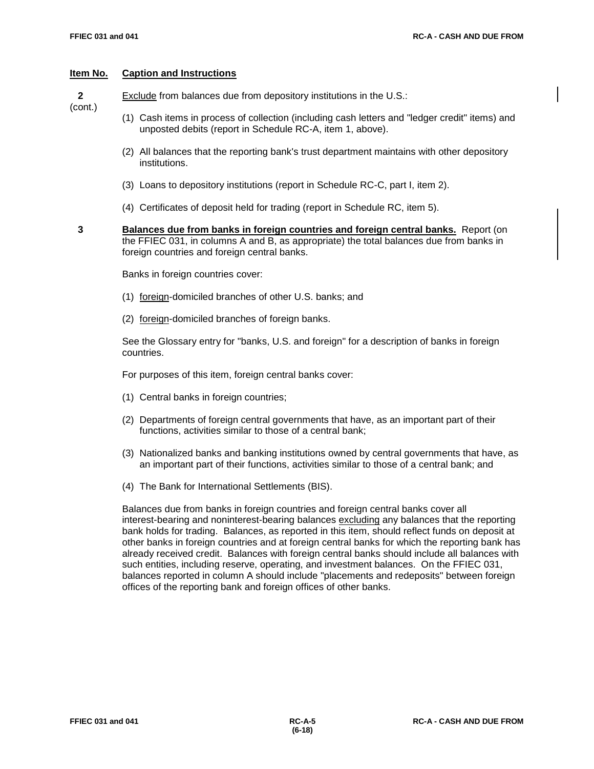**Item No.** **Caption and Instructions**

**2** (cont.)

Exclude from balances due from depository institutions in the U.S.:

(1) Cash items in process of collection (including cash letters and "ledger credit" items) and unposted debits (report in Schedule RC-A, item 1, above).

(2) All balances that the reporting bank's trust department maintains with other depository institutions.

(3) Loans to depository institutions (report in Schedule RC-C, part I, item 2).

(4) Certificates of deposit held for trading (report in Schedule RC, item 5).

**3** **Balances due from banks in foreign countries and foreign central banks.** Report (on the FFIEC 031, in columns A and B, as appropriate) the total balances due from banks in foreign countries and foreign central banks.

Banks in foreign countries cover:

(1) foreign-domiciled branches of other U.S. banks; and

(2) foreign-domiciled branches of foreign banks.

See the Glossary entry for "banks, U.S. and foreign" for a description of banks in foreign countries.

For purposes of this item, foreign central banks cover:

(1) Central banks in foreign countries;

(2) Departments of foreign central governments that have, as an important part of their functions, activities similar to those of a central bank;

(3) Nationalized banks and banking institutions owned by central governments that have, as an important part of their functions, activities similar to those of a central bank; and

(4) The Bank for International Settlements (BIS).

Balances due from banks in foreign countries and foreign central banks cover all interest-bearing and noninterest-bearing balances excluding any balances that the reporting bank holds for trading. Balances, as reported in this item, should reflect funds on deposit at other banks in foreign countries and at foreign central banks for which the reporting bank has already received credit. Balances with foreign central banks should include all balances with such entities, including reserve, operating, and investment balances. On the FFIEC 031, balances reported in column A should include "placements and redeposits" between foreign offices of the reporting bank and foreign offices of other banks.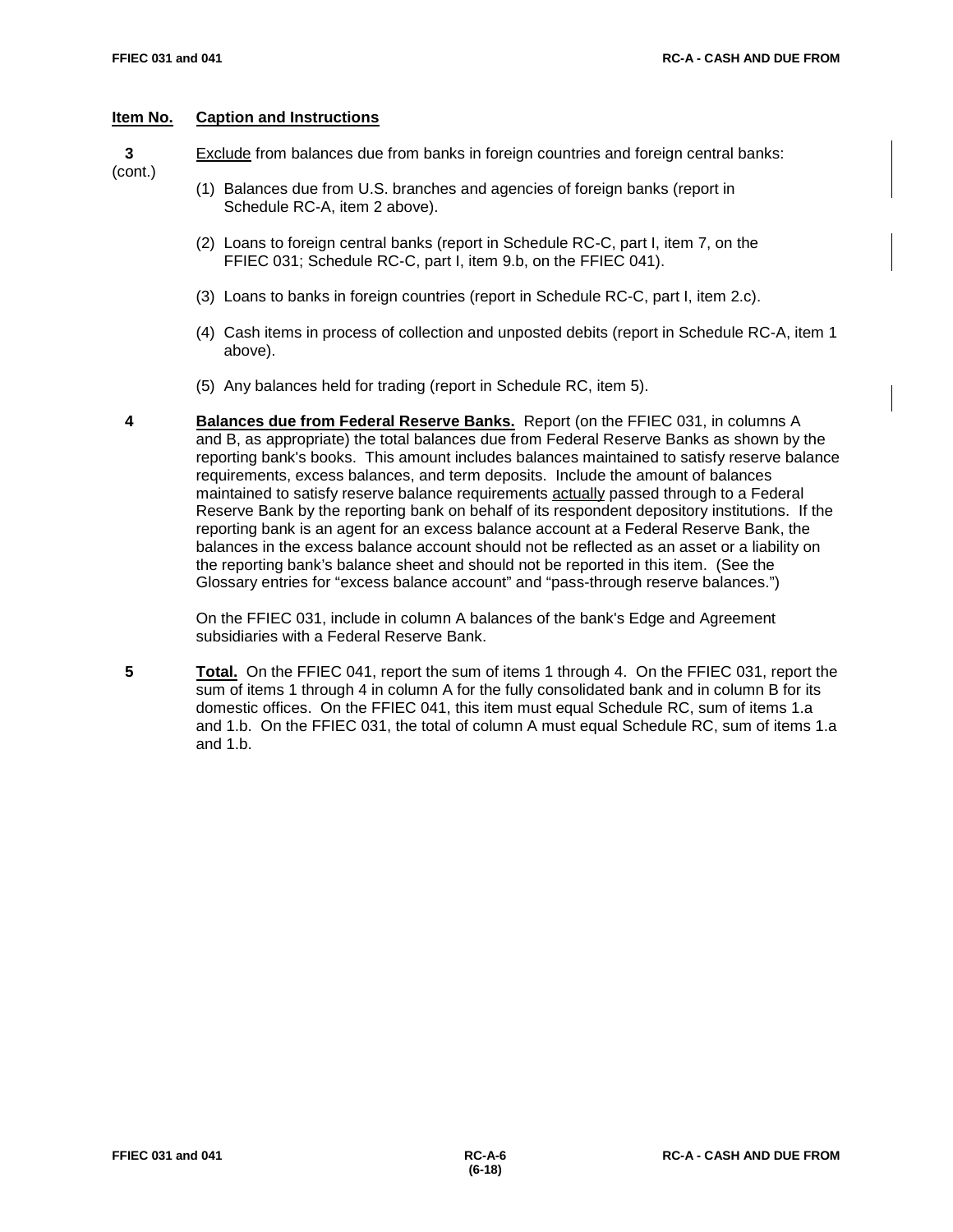**Item No.** **Caption and Instructions**

**3** (cont.)

Exclude from balances due from banks in foreign countries and foreign central banks:

(1) Balances due from U.S. branches and agencies of foreign banks (report in Schedule RC-A, item 2 above).

(2) Loans to foreign central banks (report in Schedule RC-C, part I, item 7, on the FFIEC 031; Schedule RC-C, part I, item 9.b, on the FFIEC 041).

(3) Loans to banks in foreign countries (report in Schedule RC-C, part I, item 2.c).

(4) Cash items in process of collection and unposted debits (report in Schedule RC-A, item 1 above).

(5) Any balances held for trading (report in Schedule RC, item 5).

**4** **Balances due from Federal Reserve Banks.** Report (on the FFIEC 031, in columns A and B, as appropriate) the total balances due from Federal Reserve Banks as shown by the reporting bank's books. This amount includes balances maintained to satisfy reserve balance requirements, excess balances, and term deposits. Include the amount of balances maintained to satisfy reserve balance requirements actually passed through to a Federal Reserve Bank by the reporting bank on behalf of its respondent depository institutions. If the reporting bank is an agent for an excess balance account at a Federal Reserve Bank, the balances in the excess balance account should not be reflected as an asset or a liability on the reporting bank's balance sheet and should not be reported in this item. (See the Glossary entries for "excess balance account" and "pass-through reserve balances.")

On the FFIEC 031, include in column A balances of the bank's Edge and Agreement subsidiaries with a Federal Reserve Bank.

**5** **Total.** On the FFIEC 041, report the sum of items 1 through 4. On the FFIEC 031, report the sum of items 1 through 4 in column A for the fully consolidated bank and in column B for its domestic offices. On the FFIEC 041, this item must equal Schedule RC, sum of items 1.a and 1.b. On the FFIEC 031, the total of column A must equal Schedule RC, sum of items 1.a and 1.b.